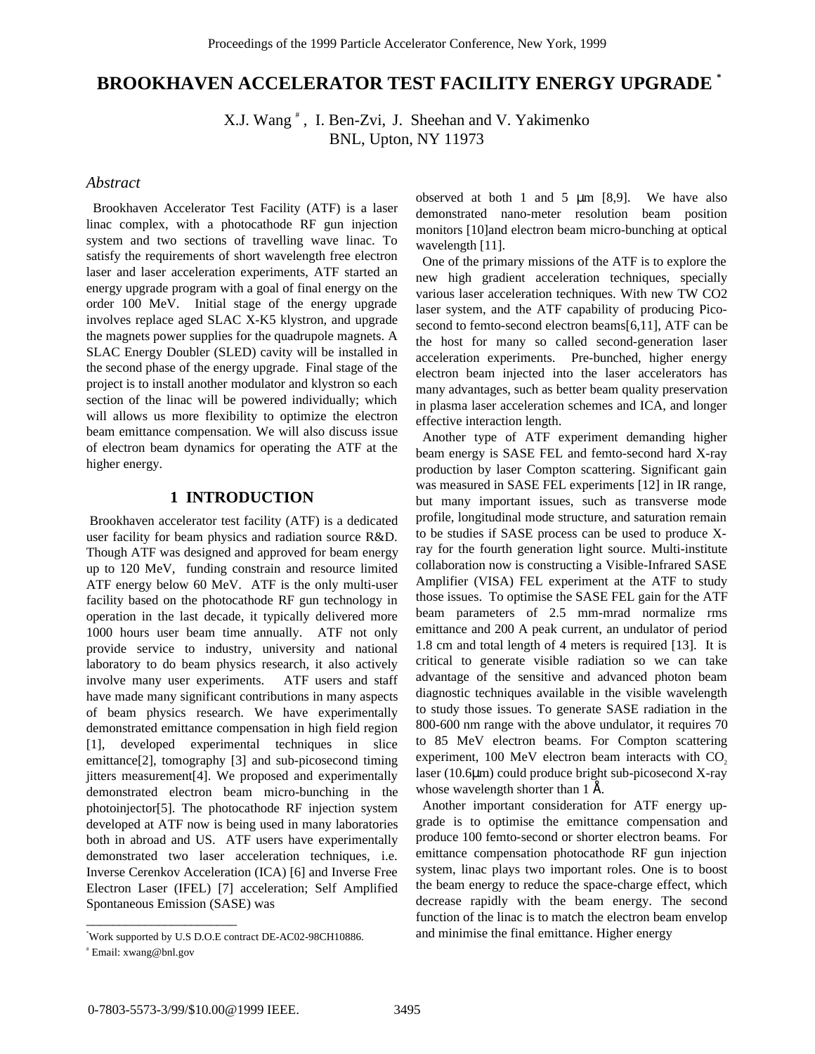# BROOKHAVEN ACCELERATOR TEST FACILITY ENERGY UPGRADE [*]

X.J. Wang [#], I. Ben-Zvi, J. Sheehan and V. Yakimenko
BNL, Upton, NY 11973

## *Abstract*

Brookhaven Accelerator Test Facility (ATF) is a laser linac complex, with a photocathode RF gun injection system and two sections of travelling wave linac. To satisfy the requirements of short wavelength free electron laser and laser acceleration experiments, ATF started an energy upgrade program with a goal of final energy on the order 100 MeV. Initial stage of the energy upgrade involves replace aged SLAC X-K5 klystron, and upgrade the magnets power supplies for the quadrupole magnets. A SLAC Energy Doubler (SLED) cavity will be installed in the second phase of the energy upgrade. Final stage of the project is to install another modulator and klystron so each section of the linac will be powered individually; which will allows us more flexibility to optimize the electron beam emittance compensation. We will also discuss issue of electron beam dynamics for operating the ATF at the higher energy.

## 1 INTRODUCTION

Brookhaven accelerator test facility (ATF) is a dedicated user facility for beam physics and radiation source R&D. Though ATF was designed and approved for beam energy up to 120 MeV, funding constrain and resource limited ATF energy below 60 MeV. ATF is the only multi-user facility based on the photocathode RF gun technology in operation in the last decade, it typically delivered more 1000 hours user beam time annually. ATF not only provide service to industry, university and national laboratory to do beam physics research, it also actively involve many user experiments. ATF users and staff have made many significant contributions in many aspects of beam physics research. We have experimentally demonstrated emittance compensation in high field region [1], developed experimental techniques in slice emittance[2], tomography [3] and sub-picosecond timing jitters measurement[4]. We proposed and experimentally demonstrated electron beam micro-bunching in the photoinjector[5]. The photocathode RF injection system developed at ATF now is being used in many laboratories both in abroad and US. ATF users have experimentally demonstrated two laser acceleration techniques, i.e. Inverse Cerenkov Acceleration (ICA) [6] and Inverse Free Electron Laser (IFEL) [7] acceleration; Self Amplified Spontaneous Emission (SASE) was observed at both 1 and 5 μm [8,9]. We have also demonstrated nano-meter resolution beam position monitors [10]and electron beam micro-bunching at optical wavelength [11].

One of the primary missions of the ATF is to explore the new high gradient acceleration techniques, specially various laser acceleration techniques. With new TW CO2 laser system, and the ATF capability of producing Pico-second to femto-second electron beams[6,11], ATF can be the host for many so called second-generation laser acceleration experiments. Pre-bunched, higher energy electron beam injected into the laser accelerators has many advantages, such as better beam quality preservation in plasma laser acceleration schemes and ICA, and longer effective interaction length.

Another type of ATF experiment demanding higher beam energy is SASE FEL and femto-second hard X-ray production by laser Compton scattering. Significant gain was measured in SASE FEL experiments [12] in IR range, but many important issues, such as transverse mode profile, longitudinal mode structure, and saturation remain to be studies if SASE process can be used to produce X-ray for the fourth generation light source. Multi-institute collaboration now is constructing a Visible-Infrared SASE Amplifier (VISA) FEL experiment at the ATF to study those issues. To optimise the SASE FEL gain for the ATF beam parameters of 2.5 mm-mrad normalize rms emittance and 200 A peak current, an undulator of period 1.8 cm and total length of 4 meters is required [13]. It is critical to generate visible radiation so we can take advantage of the sensitive and advanced photon beam diagnostic techniques available in the visible wavelength to study those issues. To generate SASE radiation in the 800-600 nm range with the above undulator, it requires 70 to 85 MeV electron beams. For Compton scattering experiment, 100 MeV electron beam interacts with $CO_2$ laser (10.6μm) could produce bright sub-picosecond X-ray whose wavelength shorter than 1 Å.

Another important consideration for ATF energy up-grade is to optimise the emittance compensation and produce 100 femto-second or shorter electron beams. For emittance compensation photocathode RF gun injection system, linac plays two important roles. One is to boost the beam energy to reduce the space-charge effect, which decrease rapidly with the beam energy. The second function of the linac is to match the electron beam envelop and minimise the final emittance. Higher energy

[*] Work supported by U.S D.O.E contract DE-AC02-98CH10886.

[#] Email: xwang@bnl.gov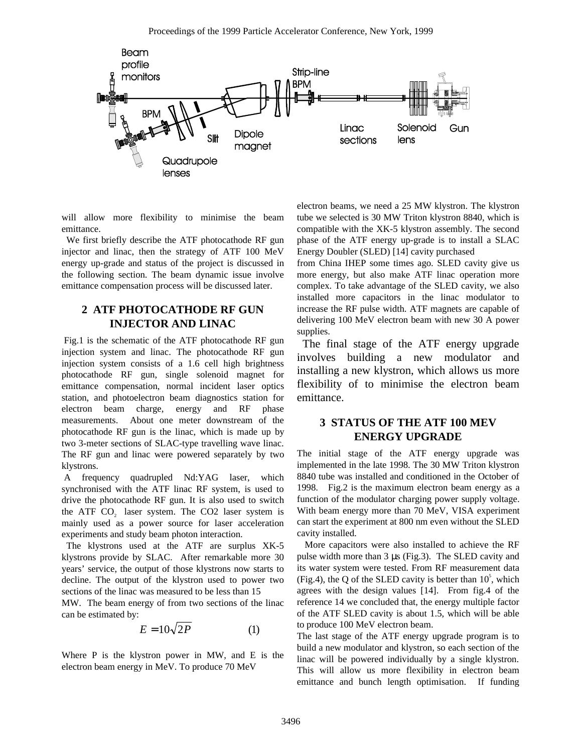will allow more flexibility to minimise the beam emittance.

We first briefly describe the ATF photocathode RF gun injector and linac, then the strategy of ATF 100 MeV energy up-grade and status of the project is discussed in the following section. The beam dynamic issue involve emittance compensation process will be discussed later.

## 2 ATF PHOTOCATHODE RF GUN INJECTOR AND LINAC

Fig.1 is the schematic of the ATF photocathode RF gun injection system and linac. The photocathode RF gun injection system consists of a 1.6 cell high brightness photocathode RF gun, single solenoid magnet for emittance compensation, normal incident laser optics station, and photoelectron beam diagnostics station for electron beam charge, energy and RF phase measurements. About one meter downstream of the photocathode RF gun is the linac, which is made up by two 3-meter sections of SLAC-type travelling wave linac. The RF gun and linac were powered separately by two klystrons.

A frequency quadrupled Nd:YAG laser, which synchronised with the ATF linac RF system, is used to drive the photocathode RF gun. It is also used to switch the ATF $CO_2$ laser system. The CO2 laser system is mainly used as a power source for laser acceleration experiments and study beam photon interaction.

The klystrons used at the ATF are surplus XK-5 klystrons provide by SLAC. After remarkable more 30 years' service, the output of those klystrons now starts to decline. The output of the klystron used to power two sections of the linac was measured to be less than 15 MW. The beam energy of from two sections of the linac can be estimated by:

$$E = 10\sqrt{2P} \qquad (1)$$

Where P is the klystron power in MW, and E is the electron beam energy in MeV. To produce 70 MeV electron beams, we need a 25 MW klystron. The klystron tube we selected is 30 MW Triton klystron 8840, which is compatible with the XK-5 klystron assembly. The second phase of the ATF energy up-grade is to install a SLAC Energy Doubler (SLED) [14] cavity purchased from China IHEP some times ago. SLED cavity give us more energy, but also make ATF linac operation more complex. To take advantage of the SLED cavity, we also installed more capacitors in the linac modulator to increase the RF pulse width. ATF magnets are capable of delivering 100 MeV electron beam with new 30 A power supplies.

The final stage of the ATF energy upgrade involves building a new modulator and installing a new klystron, which allows us more flexibility of to minimise the electron beam emittance.

## 3 STATUS OF THE ATF 100 MEV ENERGY UPGRADE

The initial stage of the ATF energy upgrade was implemented in the late 1998. The 30 MW Triton klystron 8840 tube was installed and conditioned in the October of 1998. Fig.2 is the maximum electron beam energy as a function of the modulator charging power supply voltage. With beam energy more than 70 MeV, VISA experiment can start the experiment at 800 nm even without the SLED cavity installed.

More capacitors were also installed to achieve the RF pulse width more than 3 µs (Fig.3). The SLED cavity and its water system were tested. From RF measurement data (Fig.4), the Q of the SLED cavity is better than $10^5$, which agrees with the design values [14]. From fig.4 of the reference 14 we concluded that, the energy multiple factor of the ATF SLED cavity is about 1.5, which will be able to produce 100 MeV electron beam.

The last stage of the ATF energy upgrade program is to build a new modulator and klystron, so each section of the linac will be powered individually by a single klystron. This will allow us more flexibility in electron beam emittance and bunch length optimisation. If funding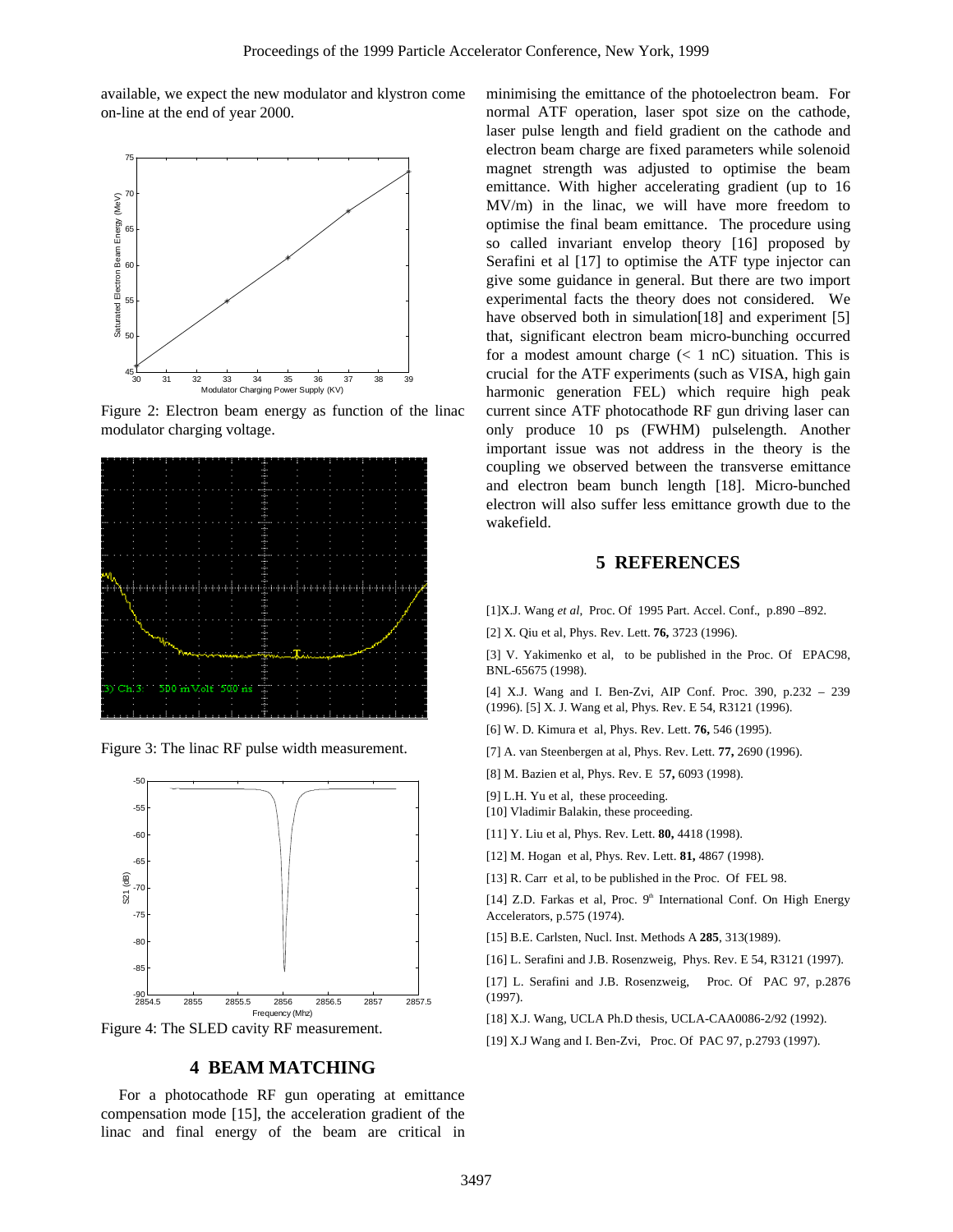available, we expect the new modulator and klystron come on-line at the end of year 2000.

Saturated Electron Beam Energy (MeV)

75
70
65
60
55
50
45

30 31 32 33 34 35 36 37 38 39

Modulator Charging Power Supply (KV)

Figure 2: Electron beam energy as function of the linac modulator charging voltage.

3) Ch 3: 500 mVolt 500 ns

Figure 3: The linac RF pulse width measurement.

S21 (dB)

-50
-55
-60
-65
-70
-75
-80
-85
-90

2854.5 2855 2855.5 2856 2856.5 2857 2857.5

Frequency (Mhz)

Figure 4: The SLED cavity RF measurement.

## 4 BEAM MATCHING

For a photocathode RF gun operating at emittance compensation mode [15], the acceleration gradient of the linac and final energy of the beam are critical in minimising the emittance of the photoelectron beam. For normal ATF operation, laser spot size on the cathode, laser pulse length and field gradient on the cathode and electron beam charge are fixed parameters while solenoid magnet strength was adjusted to optimise the beam emittance. With higher accelerating gradient (up to 16 MV/m) in the linac, we will have more freedom to optimise the final beam emittance. The procedure using so called invariant envelop theory [16] proposed by Serafini et al [17] to optimise the ATF type injector can give some guidance in general. But there are two import experimental facts the theory does not considered. We have observed both in simulation[18] and experiment [5] that, significant electron beam micro-bunching occurred for a modest amount charge (< 1 nC) situation. This is crucial for the ATF experiments (such as VISA, high gain harmonic generation FEL) which require high peak current since ATF photocathode RF gun driving laser can only produce 10 ps (FWHM) pulselength. Another important issue was not address in the theory is the coupling we observed between the transverse emittance and electron beam bunch length [18]. Micro-bunched electron will also suffer less emittance growth due to the wakefield.

## 5 REFERENCES

[1]X.J. Wang *et al*, Proc. Of 1995 Part. Accel. Conf., p.890 –892.

[2] X. Qiu et al, Phys. Rev. Lett. **76,** 3723 (1996).

[3] V. Yakimenko et al, to be published in the Proc. Of EPAC98, BNL-65675 (1998).

[4] X.J. Wang and I. Ben-Zvi, AIP Conf. Proc. 390, p.232 – 239 (1996). [5] X. J. Wang et al, Phys. Rev. E 54, R3121 (1996).

[6] W. D. Kimura et al, Phys. Rev. Lett. **76,** 546 (1995).

[7] A. van Steenbergen at al, Phys. Rev. Lett. **77,** 2690 (1996).

[8] M. Bazien et al, Phys. Rev. E 5**7,** 6093 (1998).

[9] L.H. Yu et al, these proceeding.

[10] Vladimir Balakin, these proceeding.

[11] Y. Liu et al, Phys. Rev. Lett. **80,** 4418 (1998).

[12] M. Hogan et al, Phys. Rev. Lett. **81,** 4867 (1998).

[13] R. Carr et al, to be published in the Proc. Of FEL 98.

[14] Z.D. Farkas et al, Proc. 9th International Conf. On High Energy Accelerators, p.575 (1974).

[15] B.E. Carlsten, Nucl. Inst. Methods A **285**, 313(1989).

[16] L. Serafini and J.B. Rosenzweig, Phys. Rev. E 54, R3121 (1997).

[17] L. Serafini and J.B. Rosenzweig, Proc. Of PAC 97, p.2876 (1997).

[18] X.J. Wang, UCLA Ph.D thesis, UCLA-CAA0086-2/92 (1992).

[19] X.J Wang and I. Ben-Zvi, Proc. Of PAC 97, p.2793 (1997).